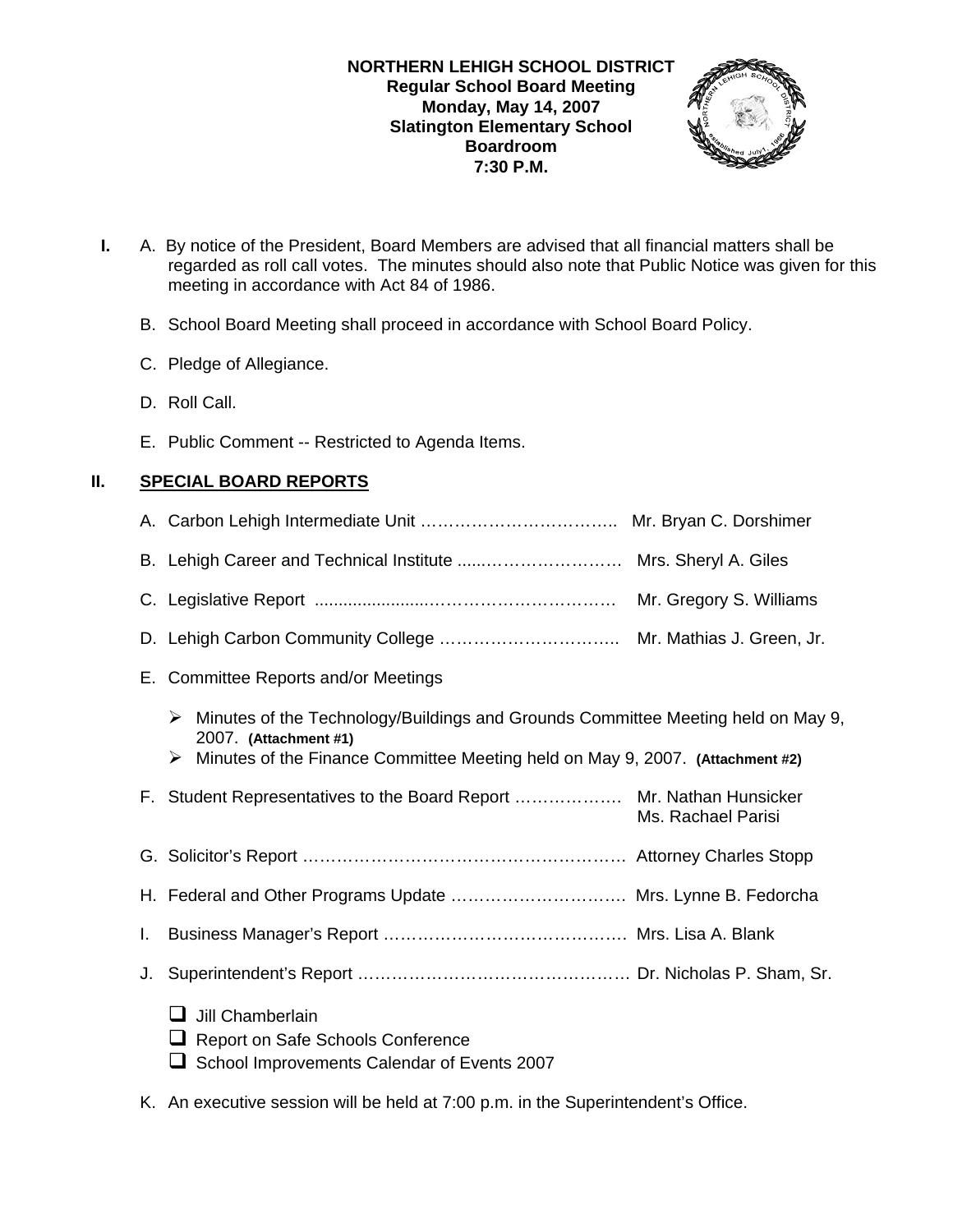**NORTHERN LEHIGH SCHOOL DISTRICT**
**Regular School Board Meeting**
**Monday, May 14, 2007**
**Slatington Elementary School**
**Boardroom**
**7:30 P.M.**

**I.** A. By notice of the President, Board Members are advised that all financial matters shall be regarded as roll call votes. The minutes should also note that Public Notice was given for this meeting in accordance with Act 84 of 1986.

B. School Board Meeting shall proceed in accordance with School Board Policy.

C. Pledge of Allegiance.

D. Roll Call.

E. Public Comment -- Restricted to Agenda Items.

## II. SPECIAL BOARD REPORTS

A. Carbon Lehigh Intermediate Unit …………………………….. Mr. Bryan C. Dorshimer

B. Lehigh Career and Technical Institute .....…………………… Mrs. Sheryl A. Giles

C. Legislative Report ........................…………………………… Mr. Gregory S. Williams

D. Lehigh Carbon Community College ………………………….. Mr. Mathias J. Green, Jr.

E. Committee Reports and/or Meetings

- Minutes of the Technology/Buildings and Grounds Committee Meeting held on May 9, 2007. **(Attachment #1)**
- Minutes of the Finance Committee Meeting held on May 9, 2007. **(Attachment #2)**

F. Student Representatives to the Board Report ………………. Mr. Nathan Hunsicker
Ms. Rachael Parisi

G. Solicitor's Report …………………………………………………. Attorney Charles Stopp

H. Federal and Other Programs Update …………………………. Mrs. Lynne B. Fedorcha

I. Business Manager's Report ……………………………………. Mrs. Lisa A. Blank

J. Superintendent's Report ………………………………………… Dr. Nicholas P. Sham, Sr.

- Jill Chamberlain
- Report on Safe Schools Conference
- School Improvements Calendar of Events 2007

K. An executive session will be held at 7:00 p.m. in the Superintendent's Office.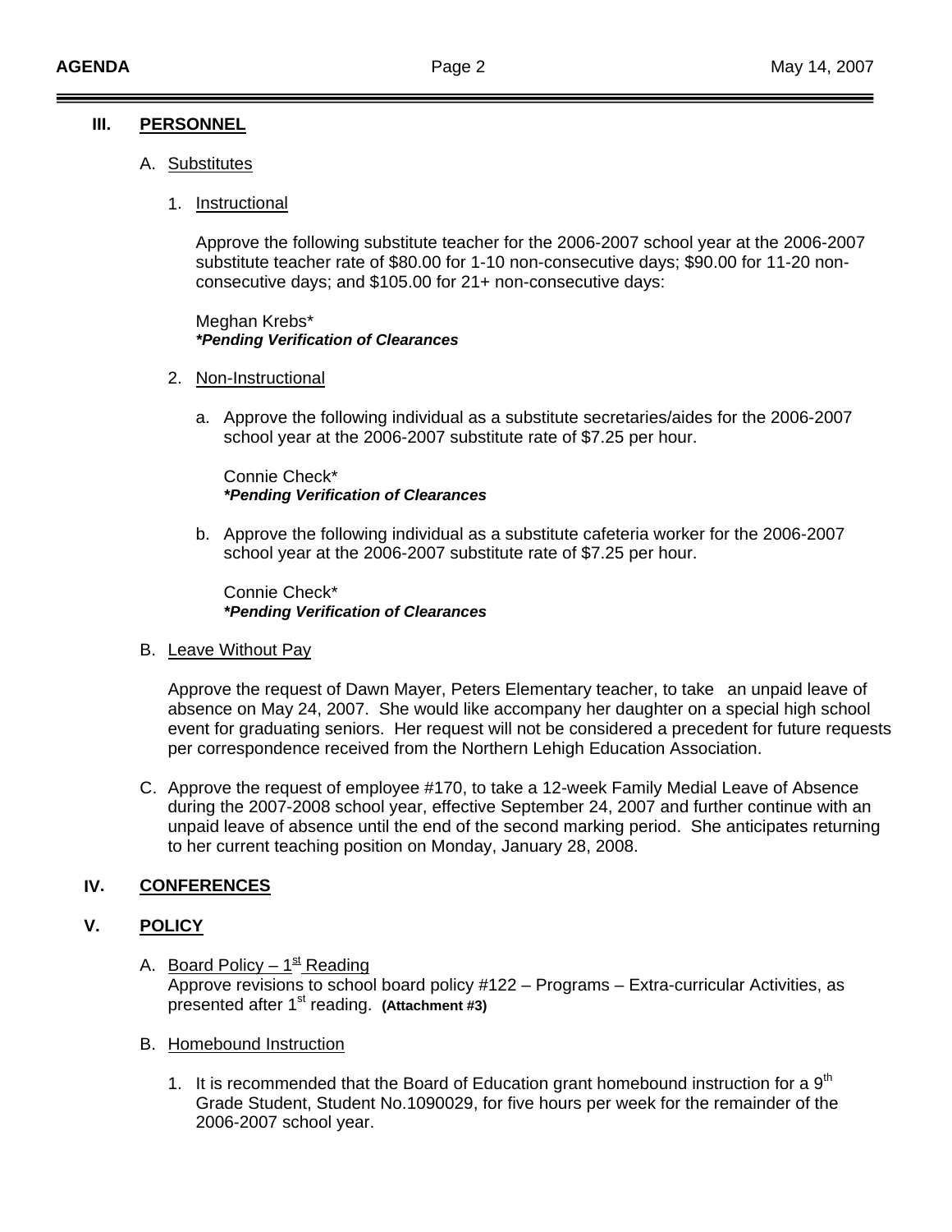## III. PERSONNEL

A. Substitutes

1. Instructional

   Approve the following substitute teacher for the 2006-2007 school year at the 2006-2007 substitute teacher rate of $80.00 for 1-10 non-consecutive days; $90.00 for 11-20 non-consecutive days; and $105.00 for 21+ non-consecutive days:

   Meghan Krebs*
   ***Pending Verification of Clearances***

2. Non-Instructional

   a. Approve the following individual as a substitute secretaries/aides for the 2006-2007 school year at the 2006-2007 substitute rate of $7.25 per hour.

      Connie Check*
      ***Pending Verification of Clearances***

   b. Approve the following individual as a substitute cafeteria worker for the 2006-2007 school year at the 2006-2007 substitute rate of $7.25 per hour.

      Connie Check*
      ***Pending Verification of Clearances***

B. Leave Without Pay

   Approve the request of Dawn Mayer, Peters Elementary teacher, to take an unpaid leave of absence on May 24, 2007. She would like accompany her daughter on a special high school event for graduating seniors. Her request will not be considered a precedent for future requests per correspondence received from the Northern Lehigh Education Association.

C. Approve the request of employee #170, to take a 12-week Family Medial Leave of Absence during the 2007-2008 school year, effective September 24, 2007 and further continue with an unpaid leave of absence until the end of the second marking period. She anticipates returning to her current teaching position on Monday, January 28, 2008.

## IV. CONFERENCES

## V. POLICY

A. Board Policy – 1st Reading
   Approve revisions to school board policy #122 – Programs – Extra-curricular Activities, as presented after 1st reading. **(Attachment #3)**

B. Homebound Instruction

1. It is recommended that the Board of Education grant homebound instruction for a 9th Grade Student, Student No.1090029, for five hours per week for the remainder of the 2006-2007 school year.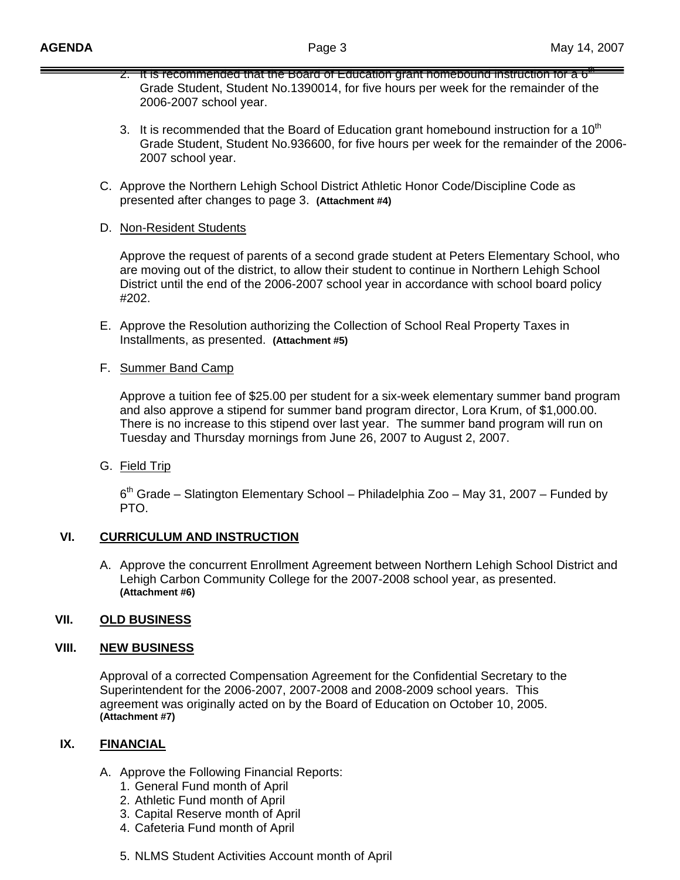2. It is recommended that the Board of Education grant homebound instruction for a 6th Grade Student, Student No.1390014, for five hours per week for the remainder of the 2006-2007 school year.

3. It is recommended that the Board of Education grant homebound instruction for a 10th Grade Student, Student No.936600, for five hours per week for the remainder of the 2006-2007 school year.

C. Approve the Northern Lehigh School District Athletic Honor Code/Discipline Code as presented after changes to page 3. **(Attachment #4)**

D. Non-Resident Students

Approve the request of parents of a second grade student at Peters Elementary School, who are moving out of the district, to allow their student to continue in Northern Lehigh School District until the end of the 2006-2007 school year in accordance with school board policy #202.

E. Approve the Resolution authorizing the Collection of School Real Property Taxes in Installments, as presented. **(Attachment #5)**

F. Summer Band Camp

Approve a tuition fee of $25.00 per student for a six-week elementary summer band program and also approve a stipend for summer band program director, Lora Krum, of $1,000.00. There is no increase to this stipend over last year. The summer band program will run on Tuesday and Thursday mornings from June 26, 2007 to August 2, 2007.

G. Field Trip

6th Grade – Slatington Elementary School – Philadelphia Zoo – May 31, 2007 – Funded by PTO.

## VI. CURRICULUM AND INSTRUCTION

A. Approve the concurrent Enrollment Agreement between Northern Lehigh School District and Lehigh Carbon Community College for the 2007-2008 school year, as presented. **(Attachment #6)**

## VII. OLD BUSINESS

## VIII. NEW BUSINESS

Approval of a corrected Compensation Agreement for the Confidential Secretary to the Superintendent for the 2006-2007, 2007-2008 and 2008-2009 school years. This agreement was originally acted on by the Board of Education on October 10, 2005. **(Attachment #7)**

## IX. FINANCIAL

A. Approve the Following Financial Reports:
1. General Fund month of April
2. Athletic Fund month of April
3. Capital Reserve month of April
4. Cafeteria Fund month of April

5. NLMS Student Activities Account month of April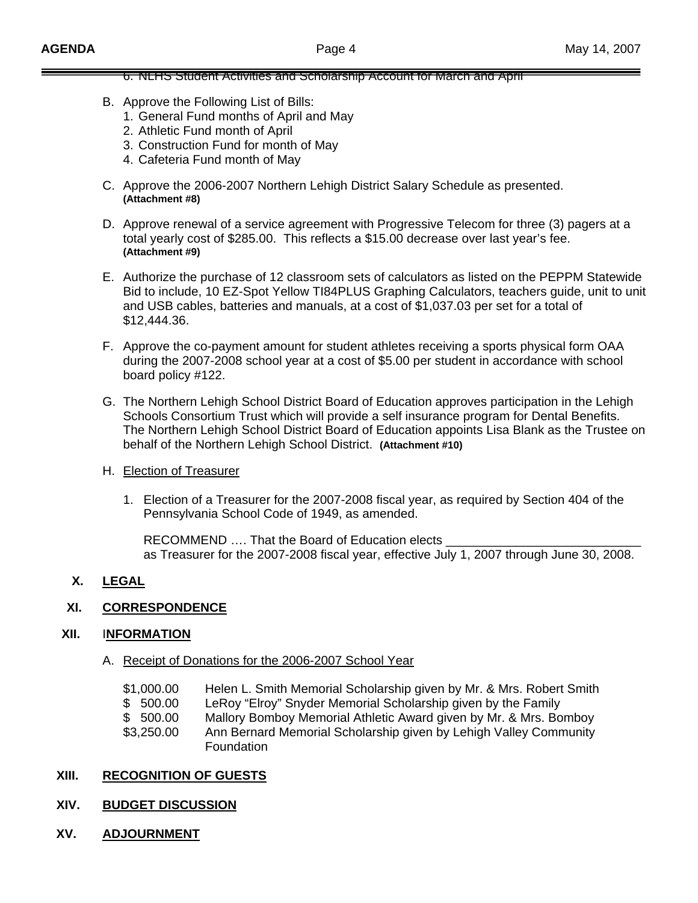6. NLHS Student Activities and Scholarship Account for March and April

B. Approve the Following List of Bills:
   1. General Fund months of April and May
   2. Athletic Fund month of April
   3. Construction Fund for month of May
   4. Cafeteria Fund month of May

C. Approve the 2006-2007 Northern Lehigh District Salary Schedule as presented. **(Attachment #8)**

D. Approve renewal of a service agreement with Progressive Telecom for three (3) pagers at a total yearly cost of $285.00. This reflects a $15.00 decrease over last year's fee. **(Attachment #9)**

E. Authorize the purchase of 12 classroom sets of calculators as listed on the PEPPM Statewide Bid to include, 10 EZ-Spot Yellow TI84PLUS Graphing Calculators, teachers guide, unit to unit and USB cables, batteries and manuals, at a cost of $1,037.03 per set for a total of $12,444.36.

F. Approve the co-payment amount for student athletes receiving a sports physical form OAA during the 2007-2008 school year at a cost of $5.00 per student in accordance with school board policy #122.

G. The Northern Lehigh School District Board of Education approves participation in the Lehigh Schools Consortium Trust which will provide a self insurance program for Dental Benefits. The Northern Lehigh School District Board of Education appoints Lisa Blank as the Trustee on behalf of the Northern Lehigh School District. **(Attachment #10)**

H. Election of Treasurer

   1. Election of a Treasurer for the 2007-2008 fiscal year, as required by Section 404 of the Pennsylvania School Code of 1949, as amended.

      RECOMMEND …. That the Board of Education elects ____________________________ as Treasurer for the 2007-2008 fiscal year, effective July 1, 2007 through June 30, 2008.

## X. LEGAL

## XI. CORRESPONDENCE

## XII. INFORMATION

A. Receipt of Donations for the 2006-2007 School Year

| | |
|---|---|
| $1,000.00 | Helen L. Smith Memorial Scholarship given by Mr. & Mrs. Robert Smith |
| $ 500.00 | LeRoy "Elroy" Snyder Memorial Scholarship given by the Family |
| $ 500.00 | Mallory Bomboy Memorial Athletic Award given by Mr. & Mrs. Bomboy |
| $3,250.00 | Ann Bernard Memorial Scholarship given by Lehigh Valley Community Foundation |

## XIII. RECOGNITION OF GUESTS

## XIV. BUDGET DISCUSSION

## XV. ADJOURNMENT